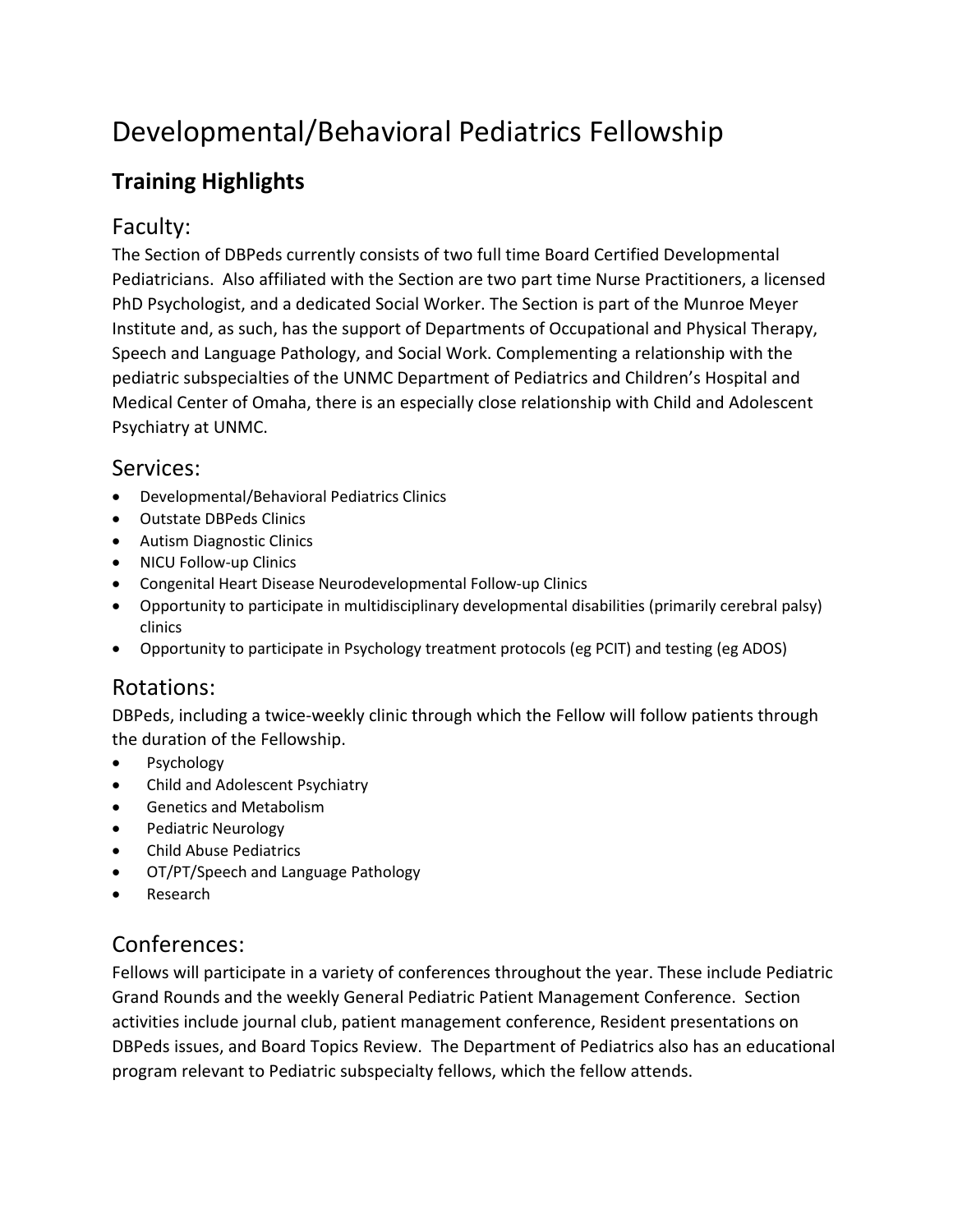# Developmental/Behavioral Pediatrics Fellowship

## Training Highlights

### Faculty:

The Section of DBPeds currently consists of two full time Board Certified Developmental Pediatricians. Also affiliated with the Section are two part time Nurse Practitioners, a licensed PhD Psychologist, and a dedicated Social Worker. The Section is part of the Munroe Meyer Institute and, as such, has the support of Departments of Occupational and Physical Therapy, Speech and Language Pathology, and Social Work. Complementing a relationship with the pediatric subspecialties of the UNMC Department of Pediatrics and Children's Hospital and Medical Center of Omaha, there is an especially close relationship with Child and Adolescent Psychiatry at UNMC.

### Services:

- Developmental/Behavioral Pediatrics Clinics
- Outstate DBPeds Clinics
- Autism Diagnostic Clinics
- NICU Follow-up Clinics
- Congenital Heart Disease Neurodevelopmental Follow-up Clinics
- Opportunity to participate in multidisciplinary developmental disabilities (primarily cerebral palsy) clinics
- Opportunity to participate in Psychology treatment protocols (eg PCIT) and testing (eg ADOS)

### Rotations:

DBPeds, including a twice-weekly clinic through which the Fellow will follow patients through the duration of the Fellowship.

- Psychology
- Child and Adolescent Psychiatry
- Genetics and Metabolism
- Pediatric Neurology
- Child Abuse Pediatrics
- OT/PT/Speech and Language Pathology
- Research

### Conferences:

Fellows will participate in a variety of conferences throughout the year. These include Pediatric Grand Rounds and the weekly General Pediatric Patient Management Conference. Section activities include journal club, patient management conference, Resident presentations on DBPeds issues, and Board Topics Review. The Department of Pediatrics also has an educational program relevant to Pediatric subspecialty fellows, which the fellow attends.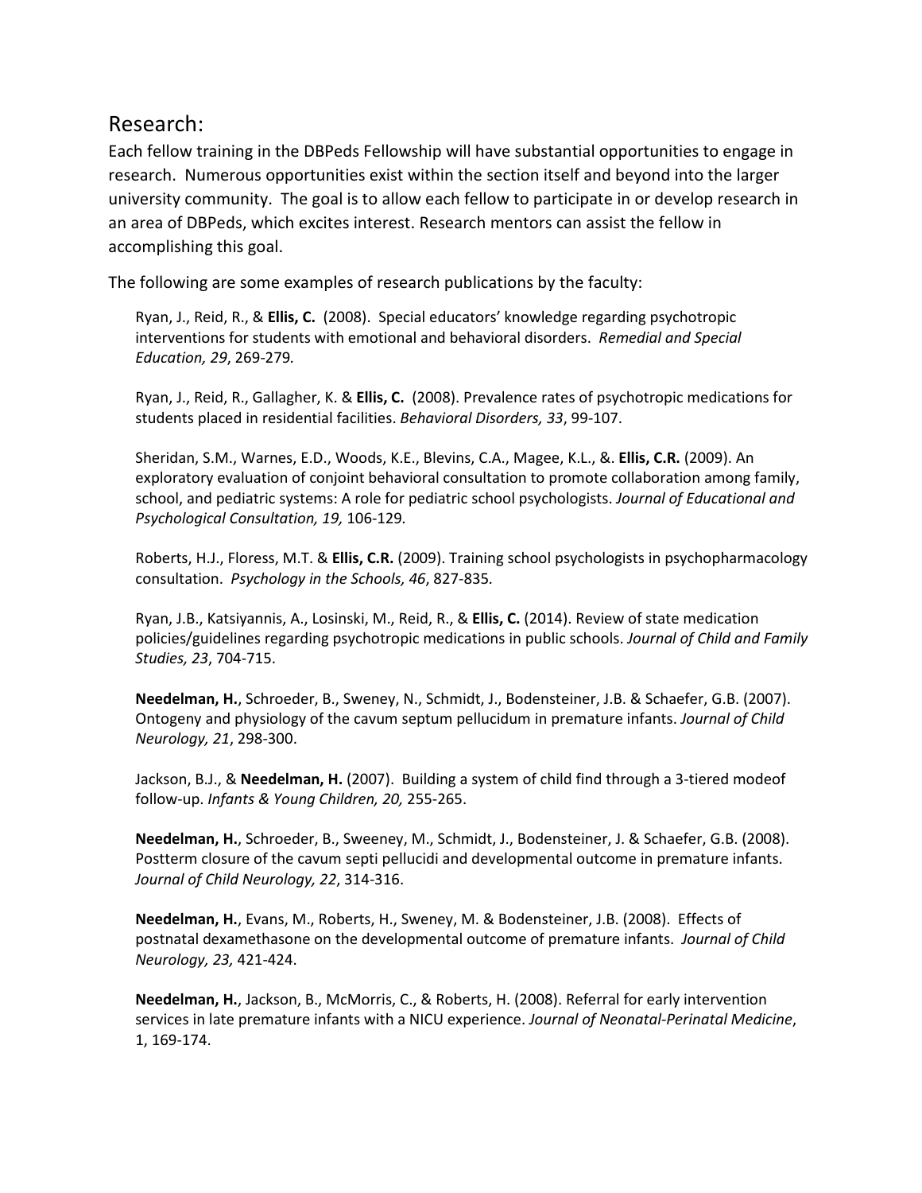## Research:

Each fellow training in the DBPeds Fellowship will have substantial opportunities to engage in research. Numerous opportunities exist within the section itself and beyond into the larger university community. The goal is to allow each fellow to participate in or develop research in an area of DBPeds, which excites interest. Research mentors can assist the fellow in accomplishing this goal.

The following are some examples of research publications by the faculty:

Ryan, J., Reid, R., & **Ellis, C.** (2008). Special educators' knowledge regarding psychotropic interventions for students with emotional and behavioral disorders. *Remedial and Special Education, 29*, 269-279.

Ryan, J., Reid, R., Gallagher, K. & **Ellis, C.** (2008). Prevalence rates of psychotropic medications for students placed in residential facilities. *Behavioral Disorders, 33*, 99-107.

Sheridan, S.M., Warnes, E.D., Woods, K.E., Blevins, C.A., Magee, K.L., &. **Ellis, C.R.** (2009). An exploratory evaluation of conjoint behavioral consultation to promote collaboration among family, school, and pediatric systems: A role for pediatric school psychologists. *Journal of Educational and Psychological Consultation, 19,* 106-129.

Roberts, H.J., Floress, M.T. & **Ellis, C.R.** (2009). Training school psychologists in psychopharmacology consultation. *Psychology in the Schools, 46*, 827-835.

Ryan, J.B., Katsiyannis, A., Losinski, M., Reid, R., & **Ellis, C.** (2014). Review of state medication policies/guidelines regarding psychotropic medications in public schools. *Journal of Child and Family Studies, 23*, 704-715.

**Needelman, H.**, Schroeder, B., Sweney, N., Schmidt, J., Bodensteiner, J.B. & Schaefer, G.B. (2007). Ontogeny and physiology of the cavum septum pellucidum in premature infants. *Journal of Child Neurology, 21*, 298-300.

Jackson, B.J., & **Needelman, H.** (2007). Building a system of child find through a 3-tiered modeof follow-up. *Infants & Young Children, 20,* 255-265.

**Needelman, H.**, Schroeder, B., Sweeney, M., Schmidt, J., Bodensteiner, J. & Schaefer, G.B. (2008). Postterm closure of the cavum septi pellucidi and developmental outcome in premature infants. *Journal of Child Neurology, 22*, 314-316.

**Needelman, H.**, Evans, M., Roberts, H., Sweney, M. & Bodensteiner, J.B. (2008). Effects of postnatal dexamethasone on the developmental outcome of premature infants. *Journal of Child Neurology, 23,* 421-424.

**Needelman, H.**, Jackson, B., McMorris, C., & Roberts, H. (2008). Referral for early intervention services in late premature infants with a NICU experience. *Journal of Neonatal-Perinatal Medicine*, 1, 169-174.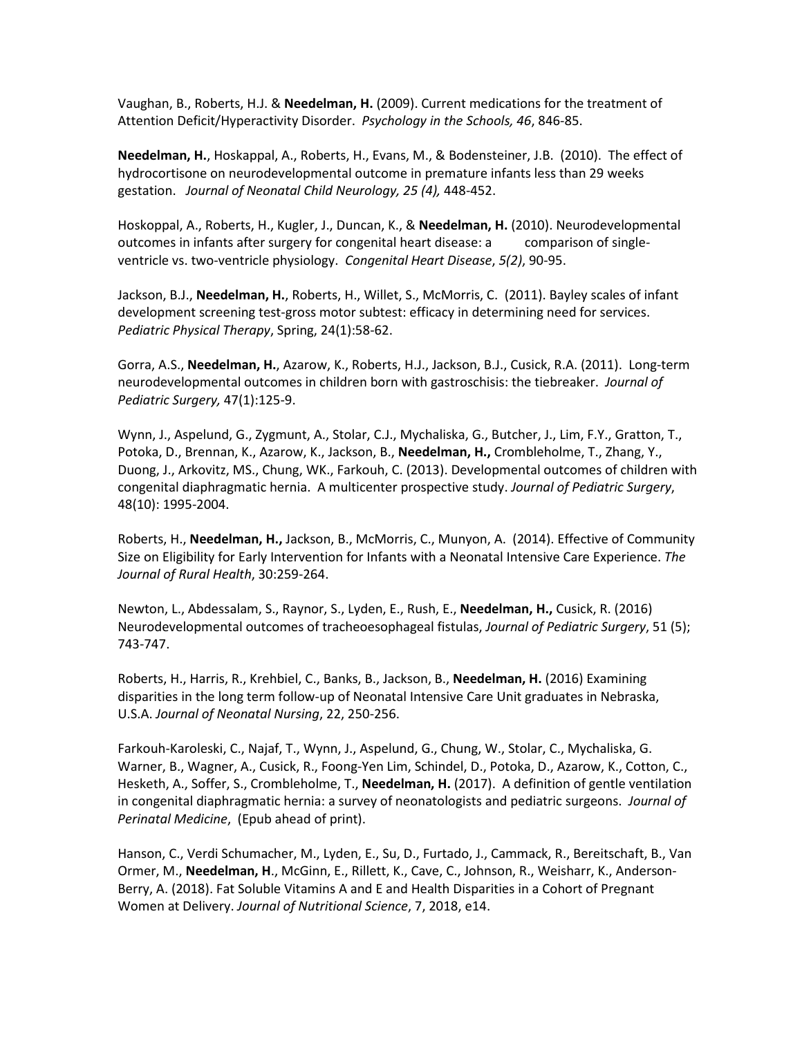Vaughan, B., Roberts, H.J. & **Needelman, H.** (2009). Current medications for the treatment of Attention Deficit/Hyperactivity Disorder. *Psychology in the Schools, 46*, 846-85.

**Needelman, H.**, Hoskappal, A., Roberts, H., Evans, M., & Bodensteiner, J.B. (2010). The effect of hydrocortisone on neurodevelopmental outcome in premature infants less than 29 weeks gestation. *Journal of Neonatal Child Neurology, 25 (4),* 448-452.

Hoskoppal, A., Roberts, H., Kugler, J., Duncan, K., & **Needelman, H.** (2010). Neurodevelopmental outcomes in infants after surgery for congenital heart disease: a comparison of single-ventricle vs. two-ventricle physiology. *Congenital Heart Disease*, *5(2)*, 90-95.

Jackson, B.J., **Needelman, H.**, Roberts, H., Willet, S., McMorris, C. (2011). Bayley scales of infant development screening test-gross motor subtest: efficacy in determining need for services. *Pediatric Physical Therapy*, Spring, 24(1):58-62.

Gorra, A.S., **Needelman, H.**, Azarow, K., Roberts, H.J., Jackson, B.J., Cusick, R.A. (2011). Long-term neurodevelopmental outcomes in children born with gastroschisis: the tiebreaker. *Journal of Pediatric Surgery,* 47(1):125-9.

Wynn, J., Aspelund, G., Zygmunt, A., Stolar, C.J., Mychaliska, G., Butcher, J., Lim, F.Y., Gratton, T., Potoka, D., Brennan, K., Azarow, K., Jackson, B., **Needelman, H.,** Crombleholme, T., Zhang, Y., Duong, J., Arkovitz, MS., Chung, WK., Farkouh, C. (2013). Developmental outcomes of children with congenital diaphragmatic hernia. A multicenter prospective study. *Journal of Pediatric Surgery*, 48(10): 1995-2004.

Roberts, H., **Needelman, H.,** Jackson, B., McMorris, C., Munyon, A. (2014). Effective of Community Size on Eligibility for Early Intervention for Infants with a Neonatal Intensive Care Experience. *The Journal of Rural Health*, 30:259-264.

Newton, L., Abdessalam, S., Raynor, S., Lyden, E., Rush, E., **Needelman, H.,** Cusick, R. (2016) Neurodevelopmental outcomes of tracheoesophageal fistulas, *Journal of Pediatric Surgery*, 51 (5); 743-747.

Roberts, H., Harris, R., Krehbiel, C., Banks, B., Jackson, B., **Needelman, H.** (2016) Examining disparities in the long term follow-up of Neonatal Intensive Care Unit graduates in Nebraska, U.S.A. *Journal of Neonatal Nursing*, 22, 250-256.

Farkouh-Karoleski, C., Najaf, T., Wynn, J., Aspelund, G., Chung, W., Stolar, C., Mychaliska, G. Warner, B., Wagner, A., Cusick, R., Foong-Yen Lim, Schindel, D., Potoka, D., Azarow, K., Cotton, C., Hesketh, A., Soffer, S., Crombleholme, T., **Needelman, H.** (2017). A definition of gentle ventilation in congenital diaphragmatic hernia: a survey of neonatologists and pediatric surgeons. *Journal of Perinatal Medicine*, (Epub ahead of print).

Hanson, C., Verdi Schumacher, M., Lyden, E., Su, D., Furtado, J., Cammack, R., Bereitschaft, B., Van Ormer, M., **Needelman, H**., McGinn, E., Rillett, K., Cave, C., Johnson, R., Weisharr, K., Anderson-Berry, A. (2018). Fat Soluble Vitamins A and E and Health Disparities in a Cohort of Pregnant Women at Delivery. *Journal of Nutritional Science*, 7, 2018, e14.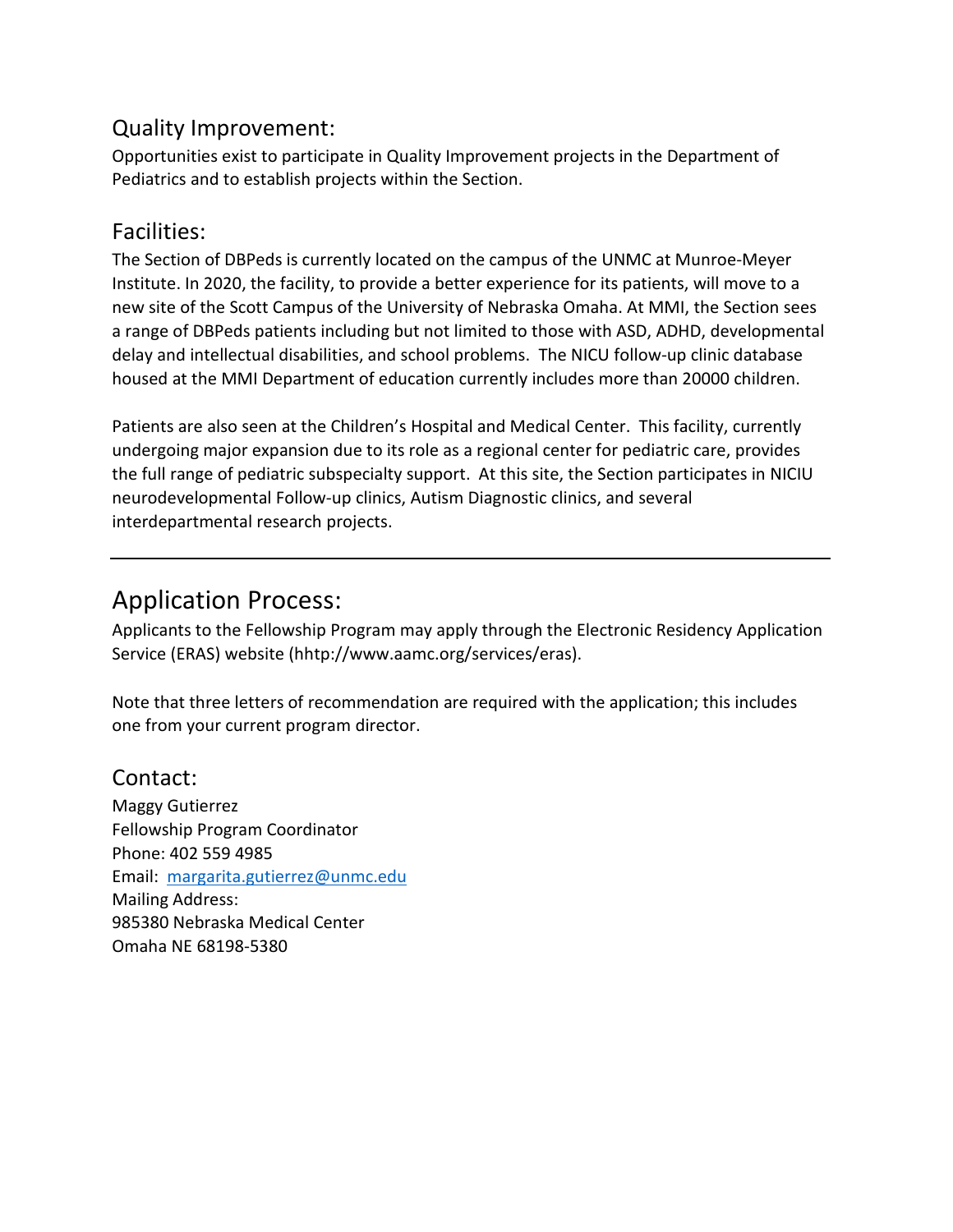## Quality Improvement:

Opportunities exist to participate in Quality Improvement projects in the Department of Pediatrics and to establish projects within the Section.

## Facilities:

The Section of DBPeds is currently located on the campus of the UNMC at Munroe-Meyer Institute. In 2020, the facility, to provide a better experience for its patients, will move to a new site of the Scott Campus of the University of Nebraska Omaha. At MMI, the Section sees a range of DBPeds patients including but not limited to those with ASD, ADHD, developmental delay and intellectual disabilities, and school problems. The NICU follow-up clinic database housed at the MMI Department of education currently includes more than 20000 children.

Patients are also seen at the Children's Hospital and Medical Center. This facility, currently undergoing major expansion due to its role as a regional center for pediatric care, provides the full range of pediatric subspecialty support. At this site, the Section participates in NICIU neurodevelopmental Follow-up clinics, Autism Diagnostic clinics, and several interdepartmental research projects.

---

# Application Process:

Applicants to the Fellowship Program may apply through the Electronic Residency Application Service (ERAS) website (hhtp://www.aamc.org/services/eras).

Note that three letters of recommendation are required with the application; this includes one from your current program director.

## Contact:

Maggy Gutierrez
Fellowship Program Coordinator
Phone: 402 559 4985
Email: margarita.gutierrez@unmc.edu
Mailing Address:
985380 Nebraska Medical Center
Omaha NE 68198-5380